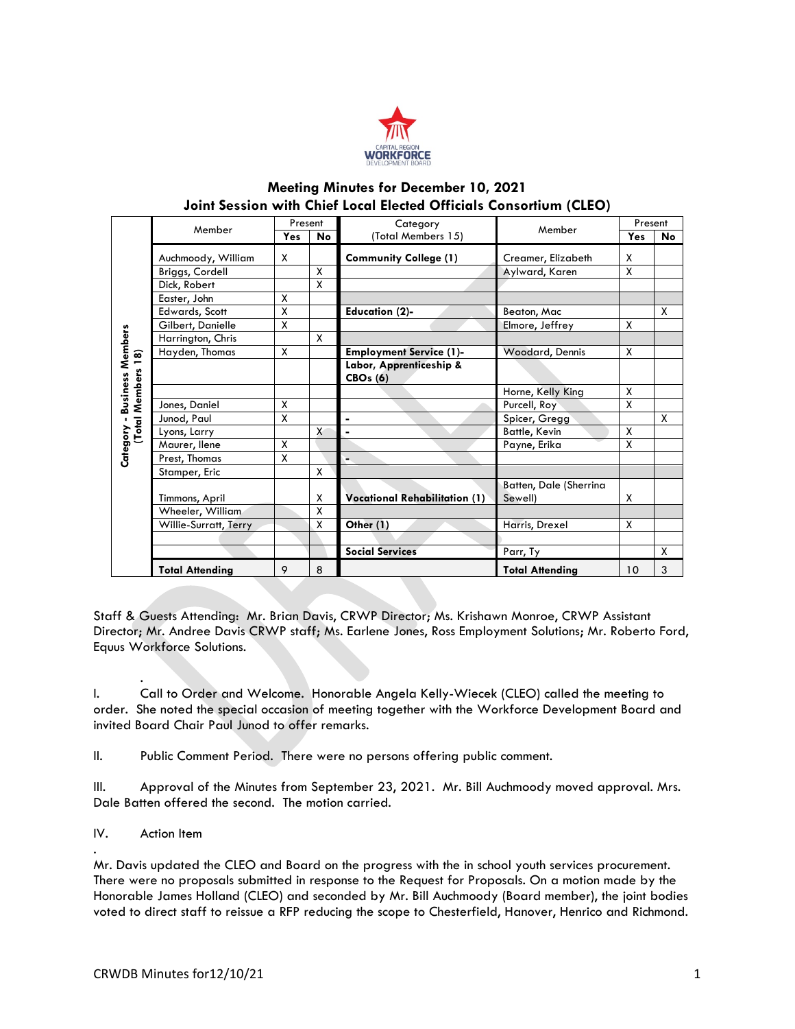CAPITAL REGION WORKFORCE DEVELOPMENT BOARD

# Meeting Minutes for December 10, 2021
## Joint Session with Chief Local Elected Officials Consortium (CLEO)

| Category - Business Members (Total Members 18) | Member | Present Yes | Present No | Category (Total Members 15) | Member | Present Yes | Present No |
|---|---|---|---|---|---|---|---|
| | Auchmoody, William | X | | **Community College (1)** | Creamer, Elizabeth | X | |
| | Briggs, Cordell | | X | | Aylward, Karen | X | |
| | Dick, Robert | | X | | | | |
| | Easter, John | X | | | | | |
| | Edwards, Scott | X | | **Education (2)-** | Beaton, Mac | | X |
| | Gilbert, Danielle | X | | | Elmore, Jeffrey | X | |
| | Harrington, Chris | | X | | | | |
| | Hayden, Thomas | X | | **Employment Service (1)-** | Woodard, Dennis | X | |
| | | | | **Labor, Apprenticeship & CBOs (6)** | | | |
| | | | | | Horne, Kelly King | X | |
| | Jones, Daniel | X | | | Purcell, Roy | X | |
| | Junod, Paul | X | | - | Spicer, Gregg | | X |
| | Lyons, Larry | | X | - | Battle, Kevin | X | |
| | Maurer, Ilene | X | | | Payne, Erika | X | |
| | Prest, Thomas | X | | - | | | |
| | Stamper, Eric | | X | | | | |
| | Timmons, April | | X | **Vocational Rehabilitation (1)** | Batten, Dale (Sherrina Sewell) | X | |
| | Wheeler, William | | X | | | | |
| | Willie-Surratt, Terry | | X | **Other (1)** | Harris, Drexel | X | |
| | | | | | | | |
| | | | | **Social Services** | Parr, Ty | | X |
| | **Total Attending** | 9 | 8 | | **Total Attending** | 10 | 3 |

Staff & Guests Attending: Mr. Brian Davis, CRWP Director; Ms. Krishawn Monroe, CRWP Assistant Director; Mr. Andree Davis CRWP staff; Ms. Earlene Jones, Ross Employment Solutions; Mr. Roberto Ford, Equus Workforce Solutions.

I. Call to Order and Welcome. Honorable Angela Kelly-Wiecek (CLEO) called the meeting to order. She noted the special occasion of meeting together with the Workforce Development Board and invited Board Chair Paul Junod to offer remarks.

II. Public Comment Period. There were no persons offering public comment.

III. Approval of the Minutes from September 23, 2021. Mr. Bill Auchmoody moved approval. Mrs. Dale Batten offered the second. The motion carried.

IV. Action Item

Mr. Davis updated the CLEO and Board on the progress with the in school youth services procurement. There were no proposals submitted in response to the Request for Proposals. On a motion made by the Honorable James Holland (CLEO) and seconded by Mr. Bill Auchmoody (Board member), the joint bodies voted to direct staff to reissue a RFP reducing the scope to Chesterfield, Hanover, Henrico and Richmond.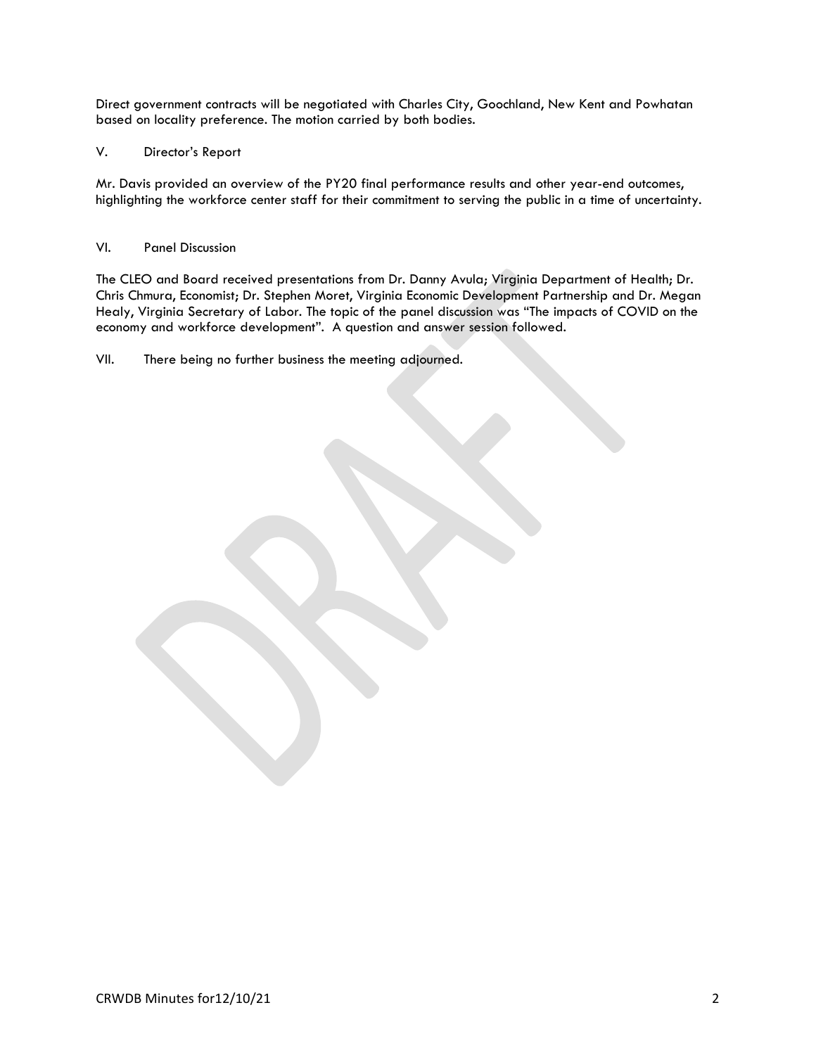Direct government contracts will be negotiated with Charles City, Goochland, New Kent and Powhatan based on locality preference. The motion carried by both bodies.

V. Director's Report

Mr. Davis provided an overview of the PY20 final performance results and other year-end outcomes, highlighting the workforce center staff for their commitment to serving the public in a time of uncertainty.

VI. Panel Discussion

The CLEO and Board received presentations from Dr. Danny Avula; Virginia Department of Health; Dr. Chris Chmura, Economist; Dr. Stephen Moret, Virginia Economic Development Partnership and Dr. Megan Healy, Virginia Secretary of Labor. The topic of the panel discussion was "The impacts of COVID on the economy and workforce development". A question and answer session followed.

VII. There being no further business the meeting adjourned.